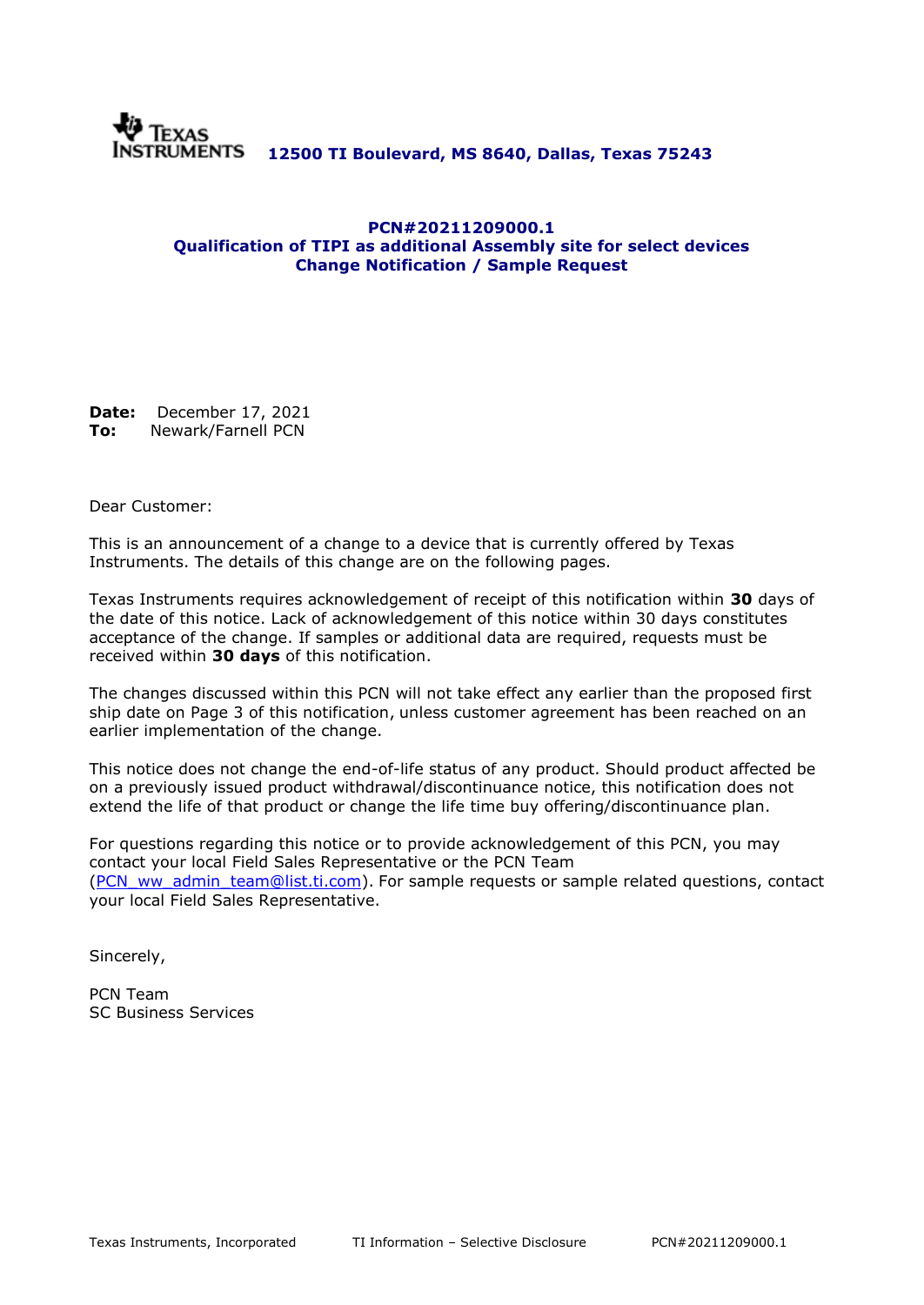Texas Instruments **12500 TI Boulevard, MS 8640, Dallas, Texas 75243**

## PCN#20211209000.1
## Qualification of TIPI as additional Assembly site for select devices
## Change Notification / Sample Request

**Date:** December 17, 2021
**To:** Newark/Farnell PCN

Dear Customer:

This is an announcement of a change to a device that is currently offered by Texas Instruments. The details of this change are on the following pages.

Texas Instruments requires acknowledgement of receipt of this notification within **30** days of the date of this notice. Lack of acknowledgement of this notice within 30 days constitutes acceptance of the change. If samples or additional data are required, requests must be received within **30 days** of this notification.

The changes discussed within this PCN will not take effect any earlier than the proposed first ship date on Page 3 of this notification, unless customer agreement has been reached on an earlier implementation of the change.

This notice does not change the end-of-life status of any product. Should product affected be on a previously issued product withdrawal/discontinuance notice, this notification does not extend the life of that product or change the life time buy offering/discontinuance plan.

For questions regarding this notice or to provide acknowledgement of this PCN, you may contact your local Field Sales Representative or the PCN Team (PCN_ww_admin_team@list.ti.com). For sample requests or sample related questions, contact your local Field Sales Representative.

Sincerely,

PCN Team
SC Business Services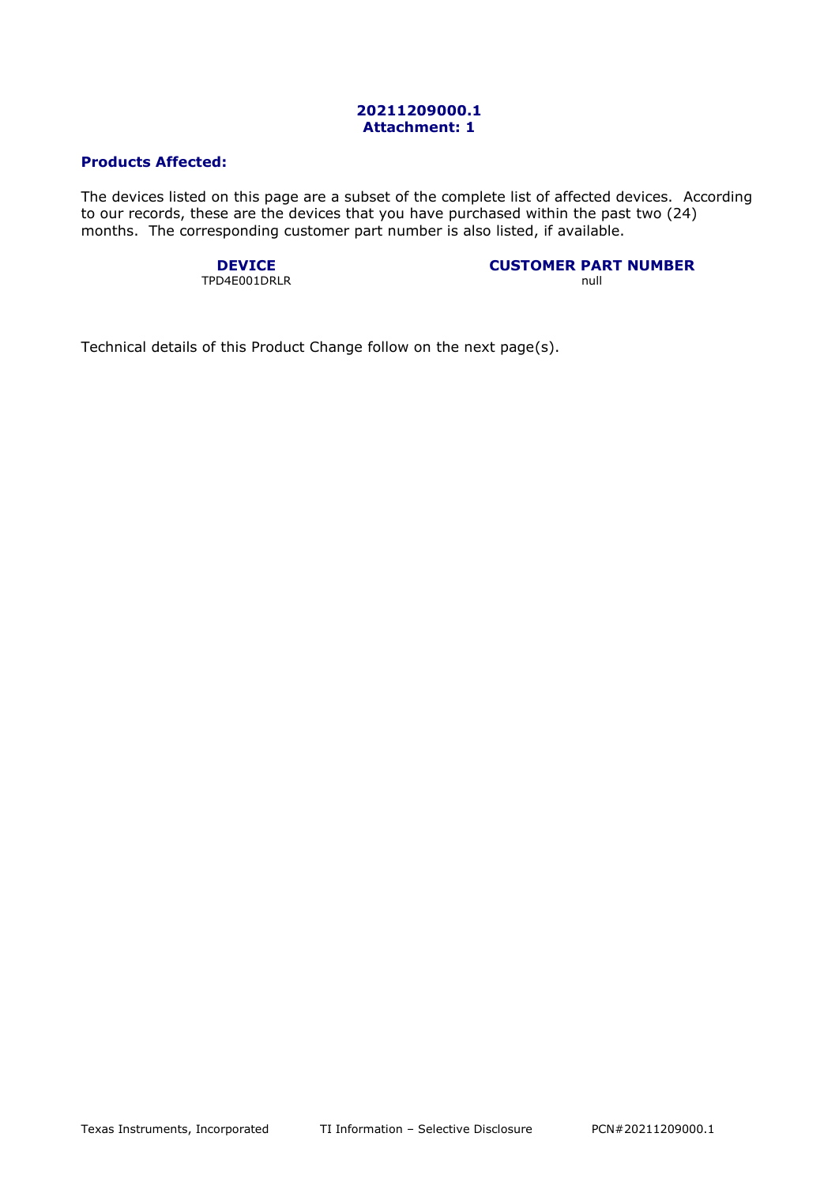**20211209000.1**
**Attachment: 1**

## Products Affected:

The devices listed on this page are a subset of the complete list of affected devices. According to our records, these are the devices that you have purchased within the past two (24) months. The corresponding customer part number is also listed, if available.

| DEVICE | CUSTOMER PART NUMBER |
| --- | --- |
| TPD4E001DRLR | null |

Technical details of this Product Change follow on the next page(s).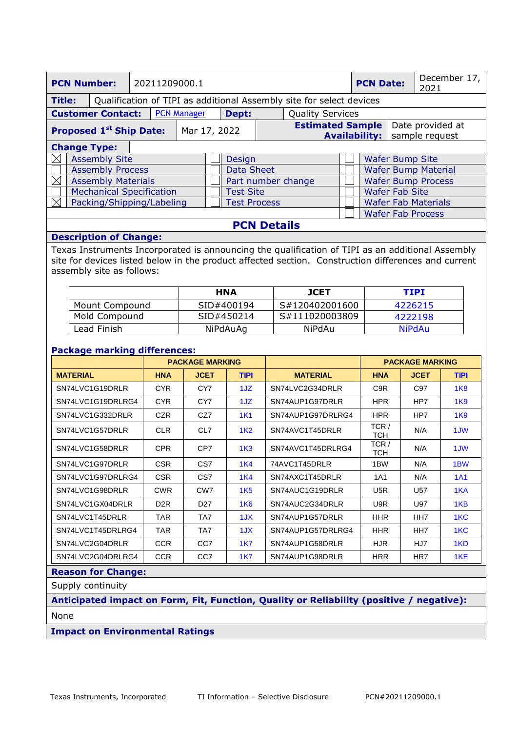| **PCN Number:** | 20211209000.1 | **PCN Date:** | December 17, 2021 |
|---|---|---|---|
| **Title:** | Qualification of TIPI as additional Assembly site for select devices | | |
| **Customer Contact:** | PCN Manager | **Dept:** | Quality Services |
| **Proposed 1st Ship Date:** | Mar 17, 2022 | **Estimated Sample Availability:** | Date provided at sample request |

**Change Type:**

| | | | | | |
|---|---|---|---|---|---|
| ☒ | Assembly Site | ☐ | Design | ☐ | Wafer Bump Site |
| ☐ | Assembly Process | ☐ | Data Sheet | ☐ | Wafer Bump Material |
| ☒ | Assembly Materials | ☐ | Part number change | ☐ | Wafer Bump Process |
| ☐ | Mechanical Specification | ☐ | Test Site | ☐ | Wafer Fab Site |
| ☒ | Packing/Shipping/Labeling | ☐ | Test Process | ☐ | Wafer Fab Materials |
| | | | | ☐ | Wafer Fab Process |

## PCN Details

**Description of Change:**

Texas Instruments Incorporated is announcing the qualification of TIPI as an additional Assembly site for devices listed below in the product affected section. Construction differences and current assembly site as follows:

| | HNA | JCET | TIPI |
|---|---|---|---|
| Mount Compound | SID#400194 | S#120402001600 | 4226215 |
| Mold Compound | SID#450214 | S#111020003809 | 4222198 |
| Lead Finish | NiPdAuAg | NiPdAu | NiPdAu |

**Package marking differences:**

| MATERIAL | PACKAGE MARKING | | | MATERIAL | PACKAGE MARKING | | |
|---|---|---|---|---|---|---|---|
| | HNA | JCET | TIPI | | HNA | JCET | TIPI |
| SN74LVC1G19DRLR | CYR | CY7 | 1JZ | SN74LVC2G34DRLR | C9R | C97 | 1K8 |
| SN74LVC1G19DRLRG4 | CYR | CY7 | 1JZ | SN74AUP1G97DRLR | HPR | HP7 | 1K9 |
| SN74LVC1G332DRLR | CZR | CZ7 | 1K1 | SN74AUP1G97DRLRG4 | HPR | HP7 | 1K9 |
| SN74LVC1G57DRLR | CLR | CL7 | 1K2 | SN74AVC1T45DRLR | TCR / TCH | N/A | 1JW |
| SN74LVC1G58DRLR | CPR | CP7 | 1K3 | SN74AVC1T45DRLRG4 | TCR / TCH | N/A | 1JW |
| SN74LVC1G97DRLR | CSR | CS7 | 1K4 | 74AVC1T45DRLR | 1BW | N/A | 1BW |
| SN74LVC1G97DRLRG4 | CSR | CS7 | 1K4 | SN74AXC1T45DRLR | 1A1 | N/A | 1A1 |
| SN74LVC1G98DRLR | CWR | CW7 | 1K5 | SN74AUC1G19DRLR | U5R | U57 | 1KA |
| SN74LVC1GX04DRLR | D2R | D27 | 1K6 | SN74AUC2G34DRLR | U9R | U97 | 1KB |
| SN74LVC1T45DRLR | TAR | TA7 | 1JX | SN74AUP1G57DRLR | HHR | HH7 | 1KC |
| SN74LVC1T45DRLRG4 | TAR | TA7 | 1JX | SN74AUP1G57DRLRG4 | HHR | HH7 | 1KC |
| SN74LVC2G04DRLR | CCR | CC7 | 1K7 | SN74AUP1G58DRLR | HJR | HJ7 | 1KD |
| SN74LVC2G04DRLRG4 | CCR | CC7 | 1K7 | SN74AUP1G98DRLR | HRR | HR7 | 1KE |

**Reason for Change:**

Supply continuity

**Anticipated impact on Form, Fit, Function, Quality or Reliability (positive / negative):**

None

**Impact on Environmental Ratings**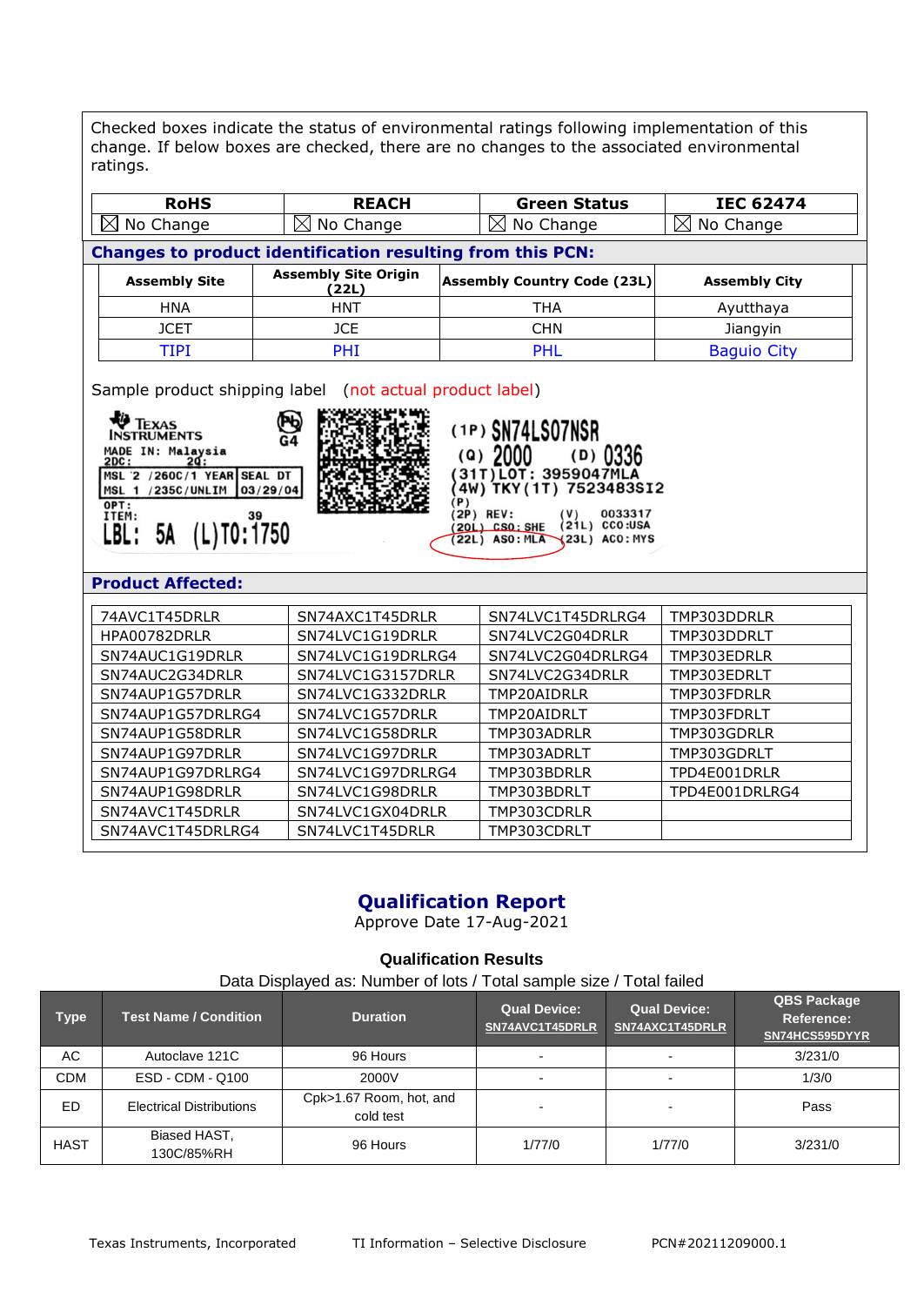Checked boxes indicate the status of environmental ratings following implementation of this change. If below boxes are checked, there are no changes to the associated environmental ratings.

| RoHS | REACH | Green Status | IEC 62474 |
|---|---|---|---|
| ☒ No Change | ☒ No Change | ☒ No Change | ☒ No Change |

**Changes to product identification resulting from this PCN:**

| Assembly Site | Assembly Site Origin (22L) | Assembly Country Code (23L) | Assembly City |
|---|---|---|---|
| HNA | HNT | THA | Ayutthaya |
| JCET | JCE | CHN | Jiangyin |
| TIPI | PHI | PHL | Baguio City |

Sample product shipping label (not actual product label)

```
TEXAS INSTRUMENTS                G4      (1P) SN74LS07NSR
MADE IN: Malaysia                        (Q) 2000     (D) 0336
2DC:          2Q:                        (31T)LOT: 3959047MLA
MSL 2 /260C/1 YEAR | SEAL DT             (4W) TKY(1T) 7523483SI2
MSL 1 /235C/UNLIM  | 03/29/04            (P)
OPT:                                     (2P) REV:       (V)  0033317
ITEM:            39                      (20L) CSO:SHE  (21L) CCO:USA
LBL: 5A  (L)T0:1750                      (22L) ASO:MLA  (23L) ACO:MYS
```

**Product Affected:**

| | | | |
|---|---|---|---|
| 74AVC1T45DRLR | SN74AXC1T45DRLR | SN74LVC1T45DRLRG4 | TMP303DDRLR |
| HPA00782DRLR | SN74LVC1G19DRLR | SN74LVC2G04DRLR | TMP303DDRLT |
| SN74AUC1G19DRLR | SN74LVC1G19DRLRG4 | SN74LVC2G04DRLRG4 | TMP303EDRLR |
| SN74AUC2G34DRLR | SN74LVC1G3157DRLR | SN74LVC2G34DRLR | TMP303EDRLT |
| SN74AUP1G57DRLR | SN74LVC1G332DRLR | TMP20AIDRLR | TMP303FDRLR |
| SN74AUP1G57DRLRG4 | SN74LVC1G57DRLR | TMP20AIDRLT | TMP303FDRLT |
| SN74AUP1G58DRLR | SN74LVC1G58DRLR | TMP303ADRLR | TMP303GDRLR |
| SN74AUP1G97DRLR | SN74LVC1G97DRLR | TMP303ADRLT | TMP303GDRLT |
| SN74AUP1G97DRLRG4 | SN74LVC1G97DRLRG4 | TMP303BDRLR | TPD4E001DRLR |
| SN74AUP1G98DRLR | SN74LVC1G98DRLR | TMP303BDRLT | TPD4E001DRLRG4 |
| SN74AVC1T45DRLR | SN74LVC1GX04DRLR | TMP303CDRLR | |
| SN74AVC1T45DRLRG4 | SN74LVC1T45DRLR | TMP303CDRLT | |

## Qualification Report

Approve Date 17-Aug-2021

### Qualification Results

Data Displayed as: Number of lots / Total sample size / Total failed

| Type | Test Name / Condition | Duration | Qual Device: SN74AVC1T45DRLR | Qual Device: SN74AXC1T45DRLR | QBS Package Reference: SN74HCS595DYYR |
|---|---|---|---|---|---|
| AC | Autoclave 121C | 96 Hours | - | - | 3/231/0 |
| CDM | ESD - CDM - Q100 | 2000V | - | - | 1/3/0 |
| ED | Electrical Distributions | Cpk>1.67 Room, hot, and cold test | - | - | Pass |
| HAST | Biased HAST, 130C/85%RH | 96 Hours | 1/77/0 | 1/77/0 | 3/231/0 |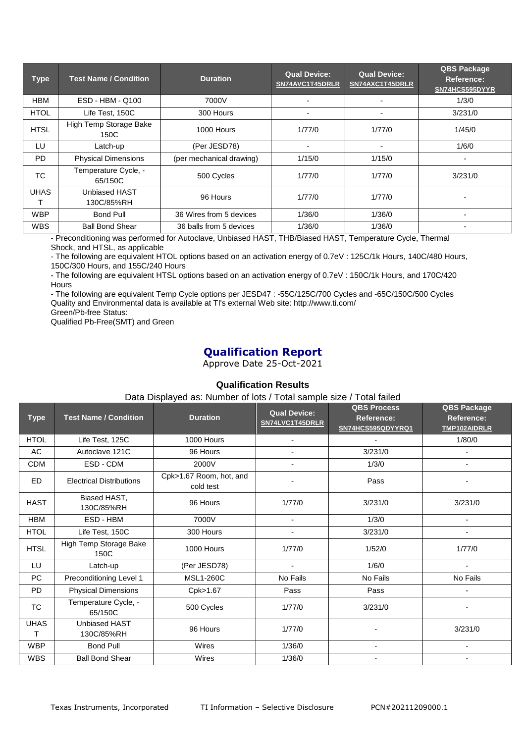| Type | Test Name / Condition | Duration | Qual Device: SN74AVC1T45DRLR | Qual Device: SN74AXC1T45DRLR | QBS Package Reference: SN74HCS595DYYR |
|---|---|---|---|---|---|
| HBM | ESD - HBM - Q100 | 7000V | - | - | 1/3/0 |
| HTOL | Life Test, 150C | 300 Hours | - | - | 3/231/0 |
| HTSL | High Temp Storage Bake 150C | 1000 Hours | 1/77/0 | 1/77/0 | 1/45/0 |
| LU | Latch-up | (Per JESD78) | - | - | 1/6/0 |
| PD | Physical Dimensions | (per mechanical drawing) | 1/15/0 | 1/15/0 | - |
| TC | Temperature Cycle, -65/150C | 500 Cycles | 1/77/0 | 1/77/0 | 3/231/0 |
| UHAST | Unbiased HAST 130C/85%RH | 96 Hours | 1/77/0 | 1/77/0 | - |
| WBP | Bond Pull | 36 Wires from 5 devices | 1/36/0 | 1/36/0 | - |
| WBS | Ball Bond Shear | 36 balls from 5 devices | 1/36/0 | 1/36/0 | - |

- Preconditioning was performed for Autoclave, Unbiased HAST, THB/Biased HAST, Temperature Cycle, Thermal Shock, and HTSL, as applicable
- The following are equivalent HTOL options based on an activation energy of 0.7eV : 125C/1k Hours, 140C/480 Hours, 150C/300 Hours, and 155C/240 Hours
- The following are equivalent HTSL options based on an activation energy of 0.7eV : 150C/1k Hours, and 170C/420 Hours
- The following are equivalent Temp Cycle options per JESD47 : -55C/125C/700 Cycles and -65C/150C/500 Cycles

Quality and Environmental data is available at TI's external Web site: http://www.ti.com/

Green/Pb-free Status:

Qualified Pb-Free(SMT) and Green

# Qualification Report

Approve Date 25-Oct-2021

### Qualification Results

Data Displayed as: Number of lots / Total sample size / Total failed

| Type | Test Name / Condition | Duration | Qual Device: SN74LVC1T45DRLR | QBS Process Reference: SN74HCS595QDYYRQ1 | QBS Package Reference: TMP102AIDRLR |
|---|---|---|---|---|---|
| HTOL | Life Test, 125C | 1000 Hours | - | - | 1/80/0 |
| AC | Autoclave 121C | 96 Hours | - | 3/231/0 | - |
| CDM | ESD - CDM | 2000V | - | 1/3/0 | - |
| ED | Electrical Distributions | Cpk>1.67 Room, hot, and cold test | - | Pass | - |
| HAST | Biased HAST, 130C/85%RH | 96 Hours | 1/77/0 | 3/231/0 | 3/231/0 |
| HBM | ESD - HBM | 7000V | - | 1/3/0 | - |
| HTOL | Life Test, 150C | 300 Hours | - | 3/231/0 | - |
| HTSL | High Temp Storage Bake 150C | 1000 Hours | 1/77/0 | 1/52/0 | 1/77/0 |
| LU | Latch-up | (Per JESD78) | - | 1/6/0 | - |
| PC | Preconditioning Level 1 | MSL1-260C | No Fails | No Fails | No Fails |
| PD | Physical Dimensions | Cpk>1.67 | Pass | Pass | - |
| TC | Temperature Cycle, -65/150C | 500 Cycles | 1/77/0 | 3/231/0 | - |
| UHAST | Unbiased HAST 130C/85%RH | 96 Hours | 1/77/0 | - | 3/231/0 |
| WBP | Bond Pull | Wires | 1/36/0 | - | - |
| WBS | Ball Bond Shear | Wires | 1/36/0 | - | - |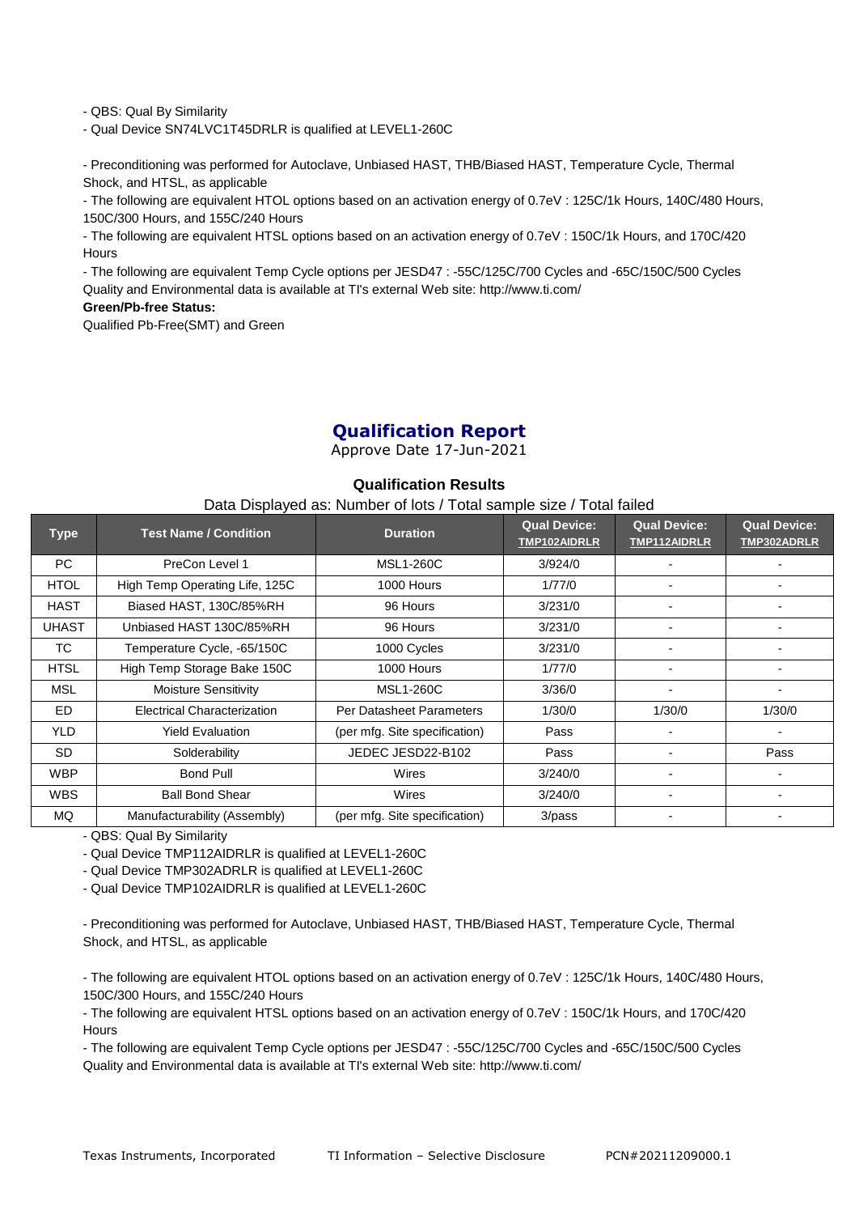- QBS: Qual By Similarity
- Qual Device SN74LVC1T45DRLR is qualified at LEVEL1-260C

- Preconditioning was performed for Autoclave, Unbiased HAST, THB/Biased HAST, Temperature Cycle, Thermal Shock, and HTSL, as applicable
- The following are equivalent HTOL options based on an activation energy of 0.7eV : 125C/1k Hours, 140C/480 Hours, 150C/300 Hours, and 155C/240 Hours
- The following are equivalent HTSL options based on an activation energy of 0.7eV : 150C/1k Hours, and 170C/420 Hours
- The following are equivalent Temp Cycle options per JESD47 : -55C/125C/700 Cycles and -65C/150C/500 Cycles

Quality and Environmental data is available at TI's external Web site: http://www.ti.com/

**Green/Pb-free Status:**

Qualified Pb-Free(SMT) and Green

# Qualification Report

Approve Date 17-Jun-2021

### Qualification Results

Data Displayed as: Number of lots / Total sample size / Total failed

| Type | Test Name / Condition | Duration | Qual Device: TMP102AIDRLR | Qual Device: TMP112AIDRLR | Qual Device: TMP302ADRLR |
|---|---|---|---|---|---|
| PC | PreCon Level 1 | MSL1-260C | 3/924/0 | - | - |
| HTOL | High Temp Operating Life, 125C | 1000 Hours | 1/77/0 | - | - |
| HAST | Biased HAST, 130C/85%RH | 96 Hours | 3/231/0 | - | - |
| UHAST | Unbiased HAST 130C/85%RH | 96 Hours | 3/231/0 | - | - |
| TC | Temperature Cycle, -65/150C | 1000 Cycles | 3/231/0 | - | - |
| HTSL | High Temp Storage Bake 150C | 1000 Hours | 1/77/0 | - | - |
| MSL | Moisture Sensitivity | MSL1-260C | 3/36/0 | - | - |
| ED | Electrical Characterization | Per Datasheet Parameters | 1/30/0 | 1/30/0 | 1/30/0 |
| YLD | Yield Evaluation | (per mfg. Site specification) | Pass | - | - |
| SD | Solderability | JEDEC JESD22-B102 | Pass | - | Pass |
| WBP | Bond Pull | Wires | 3/240/0 | - | - |
| WBS | Ball Bond Shear | Wires | 3/240/0 | - | - |
| MQ | Manufacturability (Assembly) | (per mfg. Site specification) | 3/pass | - | - |

- QBS: Qual By Similarity
- Qual Device TMP112AIDRLR is qualified at LEVEL1-260C
- Qual Device TMP302ADRLR is qualified at LEVEL1-260C
- Qual Device TMP102AIDRLR is qualified at LEVEL1-260C

- Preconditioning was performed for Autoclave, Unbiased HAST, THB/Biased HAST, Temperature Cycle, Thermal Shock, and HTSL, as applicable

- The following are equivalent HTOL options based on an activation energy of 0.7eV : 125C/1k Hours, 140C/480 Hours, 150C/300 Hours, and 155C/240 Hours
- The following are equivalent HTSL options based on an activation energy of 0.7eV : 150C/1k Hours, and 170C/420 Hours
- The following are equivalent Temp Cycle options per JESD47 : -55C/125C/700 Cycles and -65C/150C/500 Cycles

Quality and Environmental data is available at TI's external Web site: http://www.ti.com/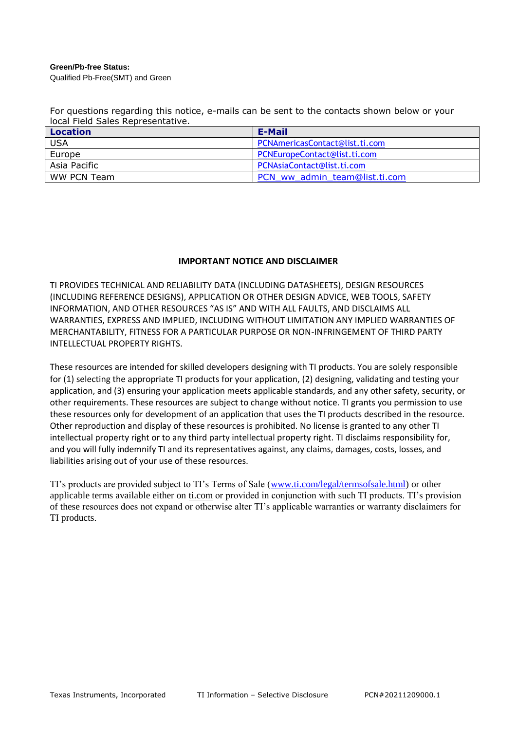**Green/Pb-free Status:**
Qualified Pb-Free(SMT) and Green

For questions regarding this notice, e-mails can be sent to the contacts shown below or your local Field Sales Representative.

| Location | E-Mail |
| --- | --- |
| USA | PCNAmericasContact@list.ti.com |
| Europe | PCNEuropeContact@list.ti.com |
| Asia Pacific | PCNAsiaContact@list.ti.com |
| WW PCN Team | PCN_ww_admin_team@list.ti.com |

**IMPORTANT NOTICE AND DISCLAIMER**

TI PROVIDES TECHNICAL AND RELIABILITY DATA (INCLUDING DATASHEETS), DESIGN RESOURCES (INCLUDING REFERENCE DESIGNS), APPLICATION OR OTHER DESIGN ADVICE, WEB TOOLS, SAFETY INFORMATION, AND OTHER RESOURCES "AS IS" AND WITH ALL FAULTS, AND DISCLAIMS ALL WARRANTIES, EXPRESS AND IMPLIED, INCLUDING WITHOUT LIMITATION ANY IMPLIED WARRANTIES OF MERCHANTABILITY, FITNESS FOR A PARTICULAR PURPOSE OR NON-INFRINGEMENT OF THIRD PARTY INTELLECTUAL PROPERTY RIGHTS.

These resources are intended for skilled developers designing with TI products. You are solely responsible for (1) selecting the appropriate TI products for your application, (2) designing, validating and testing your application, and (3) ensuring your application meets applicable standards, and any other safety, security, or other requirements. These resources are subject to change without notice. TI grants you permission to use these resources only for development of an application that uses the TI products described in the resource. Other reproduction and display of these resources is prohibited. No license is granted to any other TI intellectual property right or to any third party intellectual property right. TI disclaims responsibility for, and you will fully indemnify TI and its representatives against, any claims, damages, costs, losses, and liabilities arising out of your use of these resources.

TI's products are provided subject to TI's Terms of Sale (www.ti.com/legal/termsofsale.html) or other applicable terms available either on ti.com or provided in conjunction with such TI products. TI's provision of these resources does not expand or otherwise alter TI's applicable warranties or warranty disclaimers for TI products.